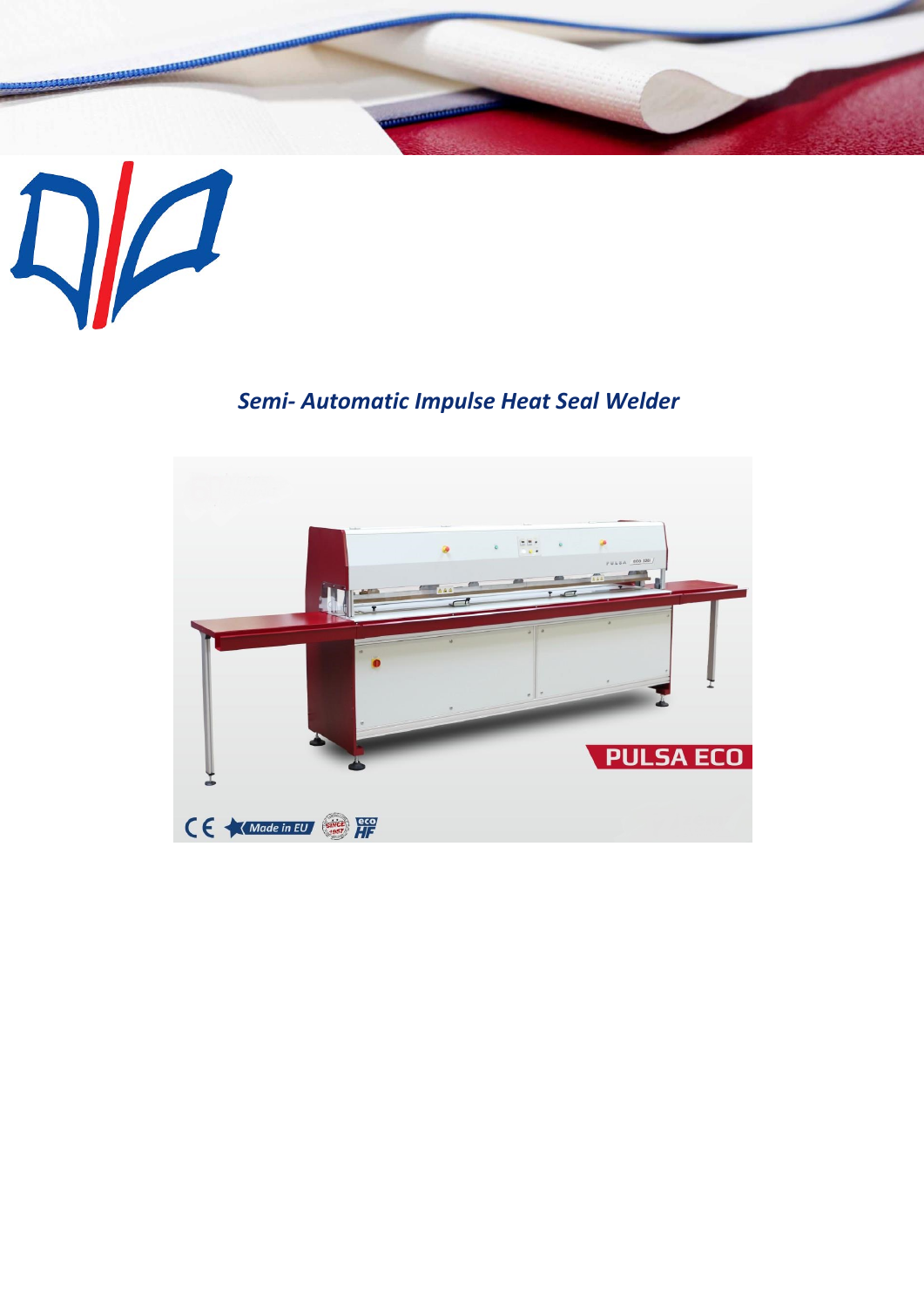*Semi- Automatic Impulse Heat Seal Welder*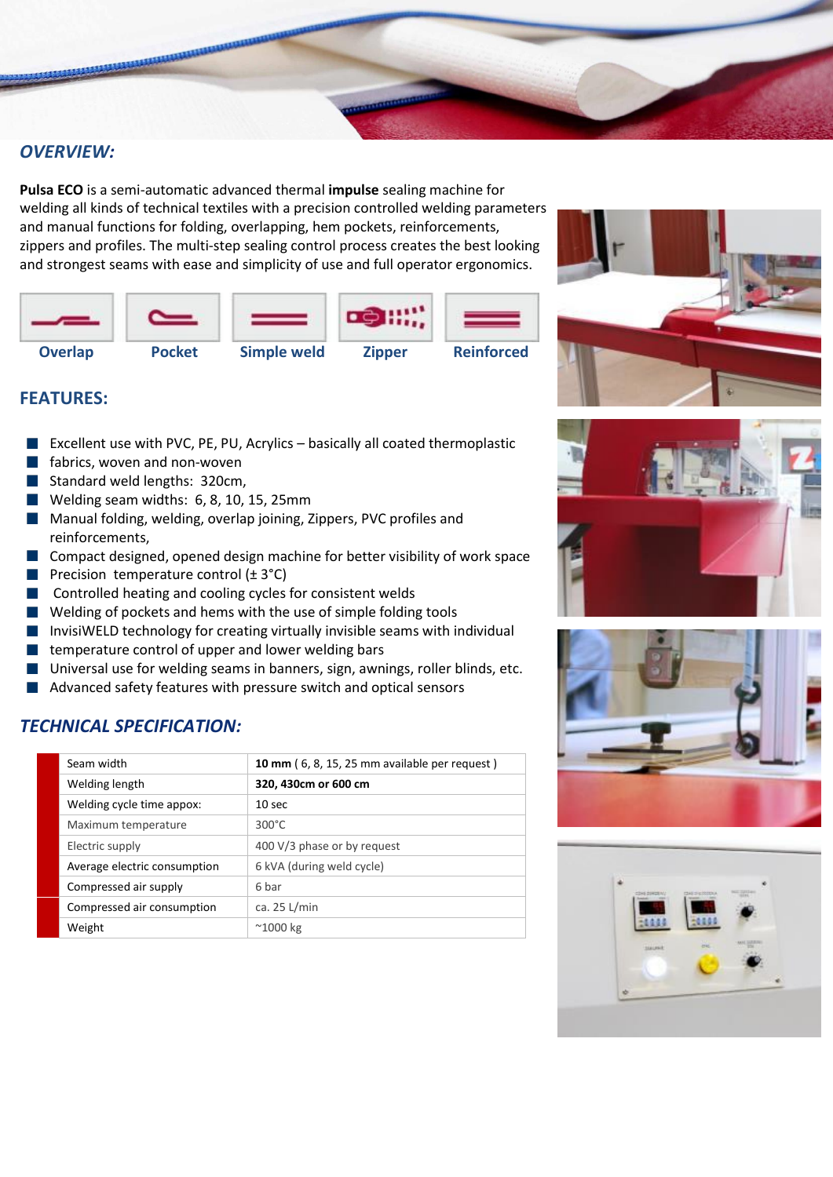## *OVERVIEW:*

**Pulsa ECO** is a semi-automatic advanced thermal **impulse** sealing machine for welding all kinds of technical textiles with a precision controlled welding parameters and manual functions for folding, overlapping, hem pockets, reinforcements, zippers and profiles. The multi-step sealing control process creates the best looking and strongest seams with ease and simplicity of use and full operator ergonomics.

Overlap | Pocket | Simple weld | Zipper | Reinforced

## FEATURES:

- Excellent use with PVC, PE, PU, Acrylics – basically all coated thermoplastic
- fabrics, woven and non-woven
- Standard weld lengths: 320cm,
- Welding seam widths: 6, 8, 10, 15, 25mm
- Manual folding, welding, overlap joining, Zippers, PVC profiles and reinforcements,
- Compact designed, opened design machine for better visibility of work space
- Precision temperature control (± 3°C)
- Controlled heating and cooling cycles for consistent welds
- Welding of pockets and hems with the use of simple folding tools
- InvisiWELD technology for creating virtually invisible seams with individual
- temperature control of upper and lower welding bars
- Universal use for welding seams in banners, sign, awnings, roller blinds, etc.
- Advanced safety features with pressure switch and optical sensors

## *TECHNICAL SPECIFICATION:*

| | |
|---|---|
| Seam width | **10 mm** ( 6, 8, 15, 25 mm available per request ) |
| Welding length | **320, 430cm or 600 cm** |
| Welding cycle time appox: | 10 sec |
| Maximum temperature | 300°C |
| Electric supply | 400 V/3 phase or by request |
| Average electric consumption | 6 kVA (during weld cycle) |
| Compressed air supply | 6 bar |
| Compressed air consumption | ca. 25 L/min |
| Weight | ~1000 kg |